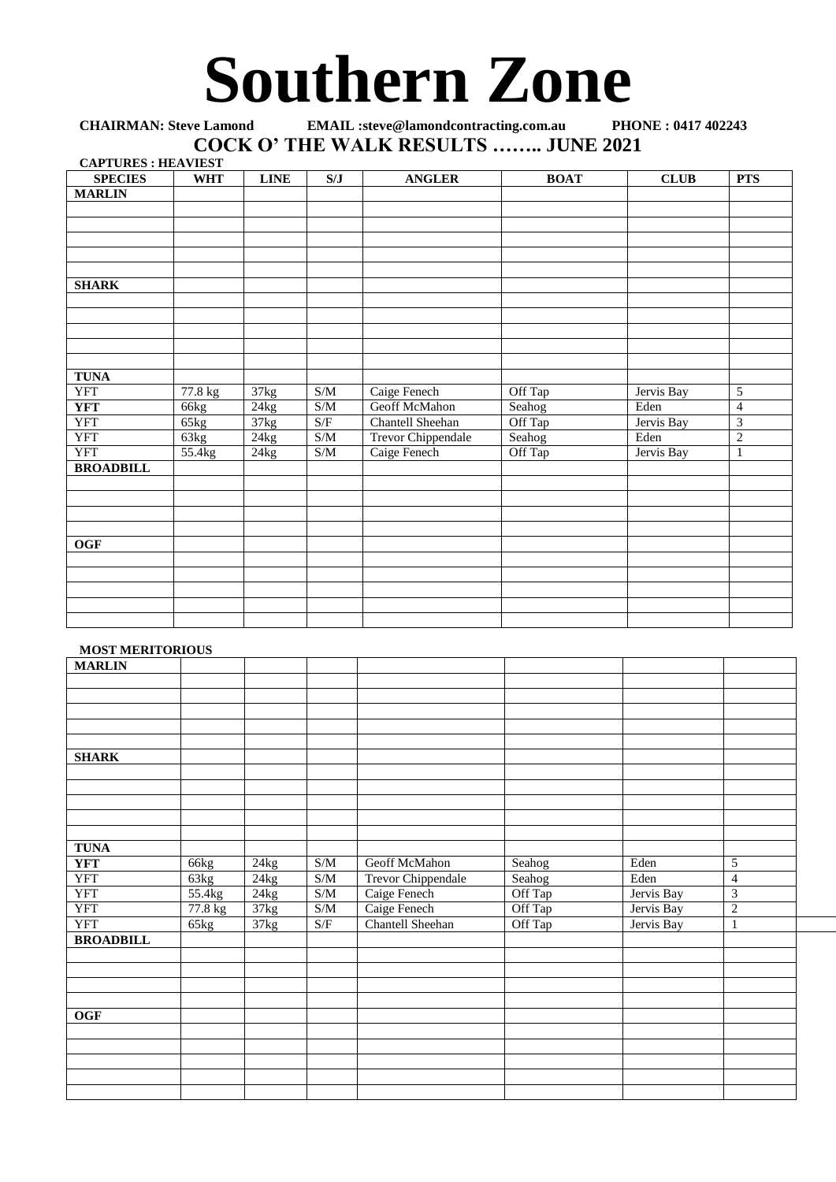# Southern Zone

**CHAIRMAN: Steve Lamond EMAIL :steve@lamondcontracting.com.au PHONE : 0417 402243**

## COCK O' THE WALK RESULTS …….. JUNE 2021

**CAPTURES : HEAVIEST**

| SPECIES | WHT | LINE | S/J | ANGLER | BOAT | CLUB | PTS |
|---|---|---|---|---|---|---|---|
| **MARLIN** | | | | | | | |
| | | | | | | | |
| | | | | | | | |
| | | | | | | | |
| | | | | | | | |
| | | | | | | | |
| **SHARK** | | | | | | | |
| | | | | | | | |
| | | | | | | | |
| | | | | | | | |
| | | | | | | | |
| | | | | | | | |
| **TUNA** | | | | | | | |
| YFT | 77.8 kg | 37kg | S/M | Caige Fenech | Off Tap | Jervis Bay | 5 |
| **YFT** | 66kg | 24kg | S/M | Geoff McMahon | Seahog | Eden | 4 |
| YFT | 65kg | 37kg | S/F | Chantell Sheehan | Off Tap | Jervis Bay | 3 |
| YFT | 63kg | 24kg | S/M | Trevor Chippendale | Seahog | Eden | 2 |
| YFT | 55.4kg | 24kg | S/M | Caige Fenech | Off Tap | Jervis Bay | 1 |
| **BROADBILL** | | | | | | | |
| | | | | | | | |
| | | | | | | | |
| | | | | | | | |
| | | | | | | | |
| **OGF** | | | | | | | |
| | | | | | | | |
| | | | | | | | |
| | | | | | | | |
| | | | | | | | |
| | | | | | | | |

**MOST MERITORIOUS**

| | | | | | | | |
|---|---|---|---|---|---|---|---|
| **MARLIN** | | | | | | | |
| | | | | | | | |
| | | | | | | | |
| | | | | | | | |
| | | | | | | | |
| | | | | | | | |
| **SHARK** | | | | | | | |
| | | | | | | | |
| | | | | | | | |
| | | | | | | | |
| | | | | | | | |
| | | | | | | | |
| **TUNA** | | | | | | | |
| **YFT** | 66kg | 24kg | S/M | Geoff McMahon | Seahog | Eden | 5 |
| YFT | 63kg | 24kg | S/M | Trevor Chippendale | Seahog | Eden | 4 |
| YFT | 55.4kg | 24kg | S/M | Caige Fenech | Off Tap | Jervis Bay | 3 |
| YFT | 77.8 kg | 37kg | S/M | Caige Fenech | Off Tap | Jervis Bay | 2 |
| YFT | 65kg | 37kg | S/F | Chantell Sheehan | Off Tap | Jervis Bay | 1 |
| **BROADBILL** | | | | | | | |
| | | | | | | | |
| | | | | | | | |
| | | | | | | | |
| | | | | | | | |
| **OGF** | | | | | | | |
| | | | | | | | |
| | | | | | | | |
| | | | | | | | |
| | | | | | | | |
| | | | | | | | |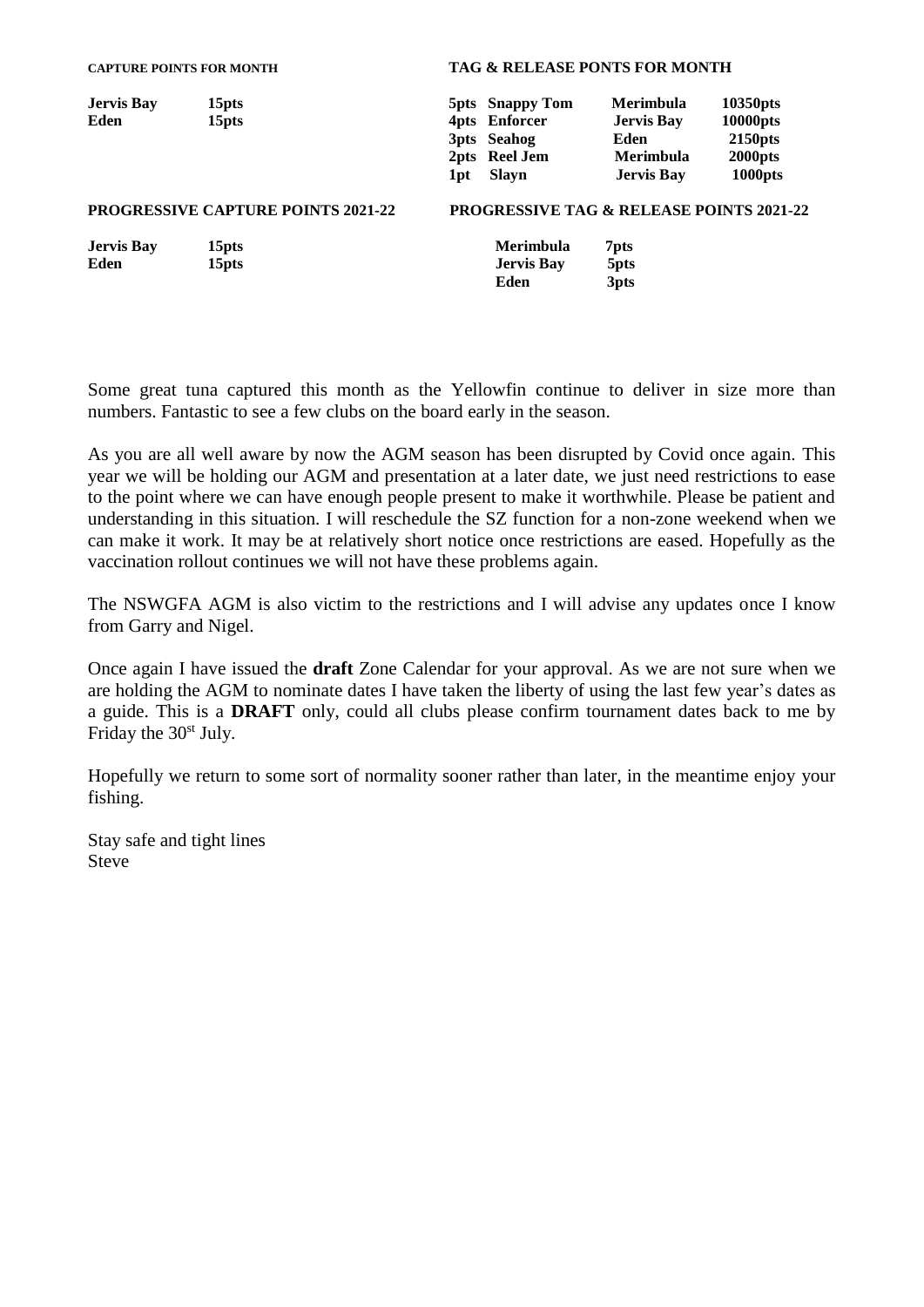**CAPTURE POINTS FOR MONTH**

| | |
|---|---|
| **Jervis Bay** | **15pts** |
| **Eden** | **15pts** |

**TAG & RELEASE PONTS FOR MONTH**

| | | | |
|---|---|---|---|
| **5pts** | **Snappy Tom** | **Merimbula** | **10350pts** |
| **4pts** | **Enforcer** | **Jervis Bay** | **10000pts** |
| **3pts** | **Seahog** | **Eden** | **2150pts** |
| **2pts** | **Reel Jem** | **Merimbula** | **2000pts** |
| **1pt** | **Slayn** | **Jervis Bay** | **1000pts** |

**PROGRESSIVE CAPTURE POINTS 2021-22**

| | |
|---|---|
| **Jervis Bay** | **15pts** |
| **Eden** | **15pts** |

**PROGRESSIVE TAG & RELEASE POINTS 2021-22**

| | |
|---|---|
| **Merimbula** | **7pts** |
| **Jervis Bay** | **5pts** |
| **Eden** | **3pts** |

Some great tuna captured this month as the Yellowfin continue to deliver in size more than numbers. Fantastic to see a few clubs on the board early in the season.

As you are all well aware by now the AGM season has been disrupted by Covid once again. This year we will be holding our AGM and presentation at a later date, we just need restrictions to ease to the point where we can have enough people present to make it worthwhile. Please be patient and understanding in this situation. I will reschedule the SZ function for a non-zone weekend when we can make it work. It may be at relatively short notice once restrictions are eased. Hopefully as the vaccination rollout continues we will not have these problems again.

The NSWGFA AGM is also victim to the restrictions and I will advise any updates once I know from Garry and Nigel.

Once again I have issued the **draft** Zone Calendar for your approval. As we are not sure when we are holding the AGM to nominate dates I have taken the liberty of using the last few year's dates as a guide. This is a **DRAFT** only, could all clubs please confirm tournament dates back to me by Friday the 30st July.

Hopefully we return to some sort of normality sooner rather than later, in the meantime enjoy your fishing.

Stay safe and tight lines
Steve